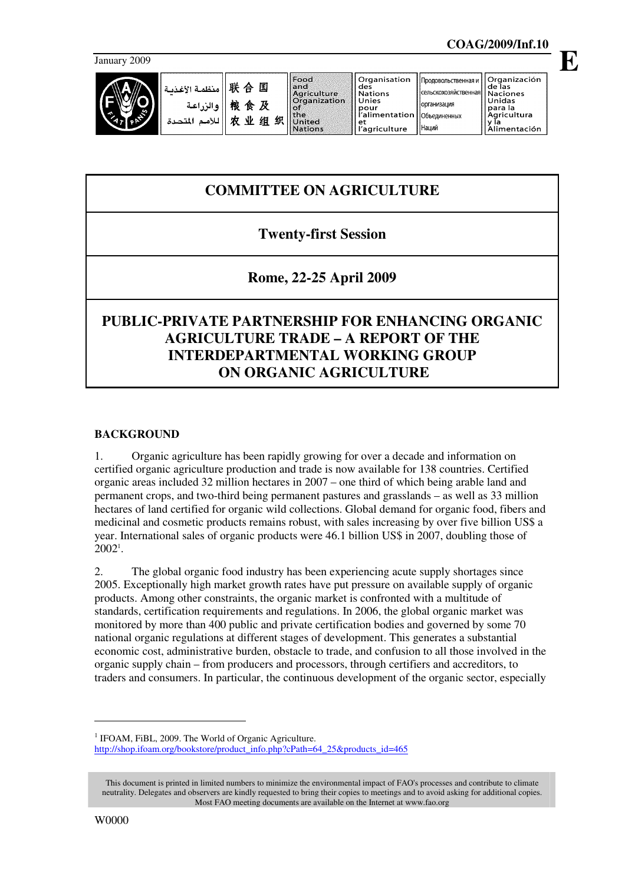COAG/2009/Inf.10

January 2009

E

# COMMITTEE ON AGRICULTURE

## Twenty-first Session

## Rome, 22-25 April 2009

## PUBLIC-PRIVATE PARTNERSHIP FOR ENHANCING ORGANIC AGRICULTURE TRADE – A REPORT OF THE INTERDEPARTMENTAL WORKING GROUP ON ORGANIC AGRICULTURE

### BACKGROUND

1. Organic agriculture has been rapidly growing for over a decade and information on certified organic agriculture production and trade is now available for 138 countries. Certified organic areas included 32 million hectares in 2007 – one third of which being arable land and permanent crops, and two-third being permanent pastures and grasslands – as well as 33 million hectares of land certified for organic wild collections. Global demand for organic food, fibers and medicinal and cosmetic products remains robust, with sales increasing by over five billion US$ a year. International sales of organic products were 46.1 billion US$ in 2007, doubling those of 2002[1].

2. The global organic food industry has been experiencing acute supply shortages since 2005. Exceptionally high market growth rates have put pressure on available supply of organic products. Among other constraints, the organic market is confronted with a multitude of standards, certification requirements and regulations. In 2006, the global organic market was monitored by more than 400 public and private certification bodies and governed by some 70 national organic regulations at different stages of development. This generates a substantial economic cost, administrative burden, obstacle to trade, and confusion to all those involved in the organic supply chain – from producers and processors, through certifiers and accreditors, to traders and consumers. In particular, the continuous development of the organic sector, especially

[1] IFOAM, FiBL, 2009. The World of Organic Agriculture. http://shop.ifoam.org/bookstore/product_info.php?cPath=64_25&products_id=465

This document is printed in limited numbers to minimize the environmental impact of FAO's processes and contribute to climate neutrality. Delegates and observers are kindly requested to bring their copies to meetings and to avoid asking for additional copies. Most FAO meeting documents are available on the Internet at www.fao.org

W0000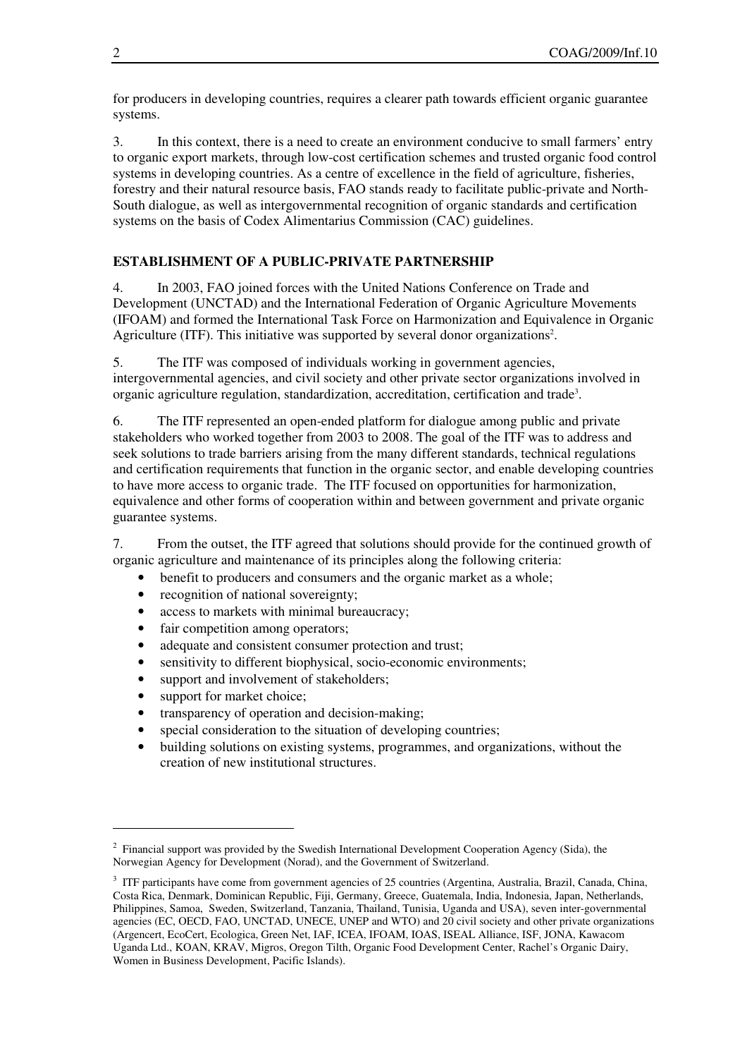for producers in developing countries, requires a clearer path towards efficient organic guarantee systems.

3. In this context, there is a need to create an environment conducive to small farmers' entry to organic export markets, through low-cost certification schemes and trusted organic food control systems in developing countries. As a centre of excellence in the field of agriculture, fisheries, forestry and their natural resource basis, FAO stands ready to facilitate public-private and North-South dialogue, as well as intergovernmental recognition of organic standards and certification systems on the basis of Codex Alimentarius Commission (CAC) guidelines.

## ESTABLISHMENT OF A PUBLIC-PRIVATE PARTNERSHIP

4. In 2003, FAO joined forces with the United Nations Conference on Trade and Development (UNCTAD) and the International Federation of Organic Agriculture Movements (IFOAM) and formed the International Task Force on Harmonization and Equivalence in Organic Agriculture (ITF). This initiative was supported by several donor organizations[2].

5. The ITF was composed of individuals working in government agencies, intergovernmental agencies, and civil society and other private sector organizations involved in organic agriculture regulation, standardization, accreditation, certification and trade[3].

6. The ITF represented an open-ended platform for dialogue among public and private stakeholders who worked together from 2003 to 2008. The goal of the ITF was to address and seek solutions to trade barriers arising from the many different standards, technical regulations and certification requirements that function in the organic sector, and enable developing countries to have more access to organic trade. The ITF focused on opportunities for harmonization, equivalence and other forms of cooperation within and between government and private organic guarantee systems.

7. From the outset, the ITF agreed that solutions should provide for the continued growth of organic agriculture and maintenance of its principles along the following criteria:

- benefit to producers and consumers and the organic market as a whole;
- recognition of national sovereignty;
- access to markets with minimal bureaucracy;
- fair competition among operators;
- adequate and consistent consumer protection and trust;
- sensitivity to different biophysical, socio-economic environments;
- support and involvement of stakeholders;
- support for market choice;
- transparency of operation and decision-making;
- special consideration to the situation of developing countries;
- building solutions on existing systems, programmes, and organizations, without the creation of new institutional structures.

---

[2] Financial support was provided by the Swedish International Development Cooperation Agency (Sida), the Norwegian Agency for Development (Norad), and the Government of Switzerland.

[3] ITF participants have come from government agencies of 25 countries (Argentina, Australia, Brazil, Canada, China, Costa Rica, Denmark, Dominican Republic, Fiji, Germany, Greece, Guatemala, India, Indonesia, Japan, Netherlands, Philippines, Samoa, Sweden, Switzerland, Tanzania, Thailand, Tunisia, Uganda and USA), seven inter-governmental agencies (EC, OECD, FAO, UNCTAD, UNECE, UNEP and WTO) and 20 civil society and other private organizations (Argencert, EcoCert, Ecologica, Green Net, IAF, ICEA, IFOAM, IOAS, ISEAL Alliance, ISF, JONA, Kawacom Uganda Ltd., KOAN, KRAV, Migros, Oregon Tilth, Organic Food Development Center, Rachel's Organic Dairy, Women in Business Development, Pacific Islands).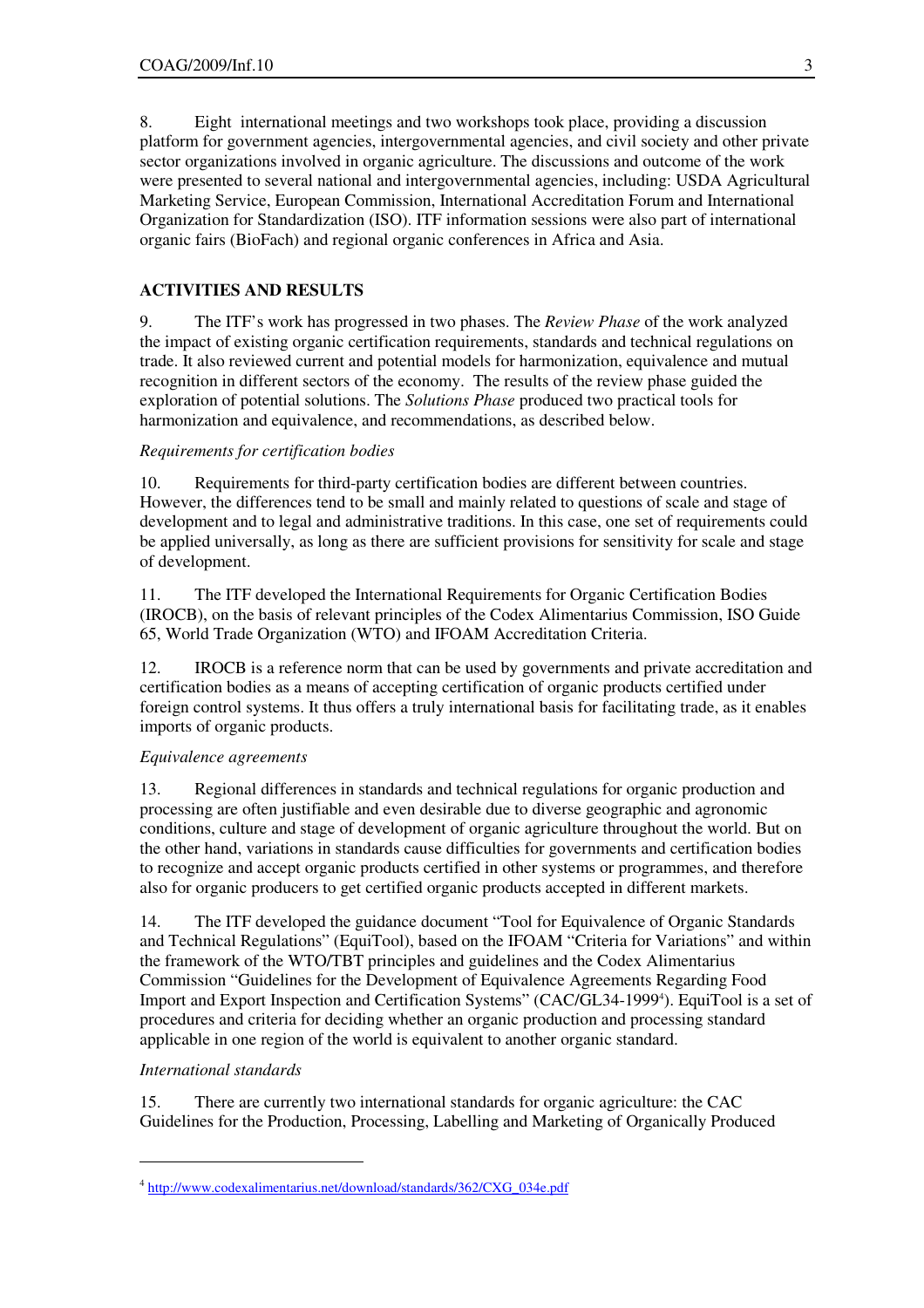8. Eight international meetings and two workshops took place, providing a discussion platform for government agencies, intergovernmental agencies, and civil society and other private sector organizations involved in organic agriculture. The discussions and outcome of the work were presented to several national and intergovernmental agencies, including: USDA Agricultural Marketing Service, European Commission, International Accreditation Forum and International Organization for Standardization (ISO). ITF information sessions were also part of international organic fairs (BioFach) and regional organic conferences in Africa and Asia.

## ACTIVITIES AND RESULTS

9. The ITF's work has progressed in two phases. The *Review Phase* of the work analyzed the impact of existing organic certification requirements, standards and technical regulations on trade. It also reviewed current and potential models for harmonization, equivalence and mutual recognition in different sectors of the economy. The results of the review phase guided the exploration of potential solutions. The *Solutions Phase* produced two practical tools for harmonization and equivalence, and recommendations, as described below.

### *Requirements for certification bodies*

10. Requirements for third-party certification bodies are different between countries. However, the differences tend to be small and mainly related to questions of scale and stage of development and to legal and administrative traditions. In this case, one set of requirements could be applied universally, as long as there are sufficient provisions for sensitivity for scale and stage of development.

11. The ITF developed the International Requirements for Organic Certification Bodies (IROCB), on the basis of relevant principles of the Codex Alimentarius Commission, ISO Guide 65, World Trade Organization (WTO) and IFOAM Accreditation Criteria.

12. IROCB is a reference norm that can be used by governments and private accreditation and certification bodies as a means of accepting certification of organic products certified under foreign control systems. It thus offers a truly international basis for facilitating trade, as it enables imports of organic products.

### *Equivalence agreements*

13. Regional differences in standards and technical regulations for organic production and processing are often justifiable and even desirable due to diverse geographic and agronomic conditions, culture and stage of development of organic agriculture throughout the world. But on the other hand, variations in standards cause difficulties for governments and certification bodies to recognize and accept organic products certified in other systems or programmes, and therefore also for organic producers to get certified organic products accepted in different markets.

14. The ITF developed the guidance document "Tool for Equivalence of Organic Standards and Technical Regulations" (EquiTool), based on the IFOAM "Criteria for Variations" and within the framework of the WTO/TBT principles and guidelines and the Codex Alimentarius Commission "Guidelines for the Development of Equivalence Agreements Regarding Food Import and Export Inspection and Certification Systems" (CAC/GL34-1999[4]). EquiTool is a set of procedures and criteria for deciding whether an organic production and processing standard applicable in one region of the world is equivalent to another organic standard.

### *International standards*

15. There are currently two international standards for organic agriculture: the CAC Guidelines for the Production, Processing, Labelling and Marketing of Organically Produced

---

[4] http://www.codexalimentarius.net/download/standards/362/CXG_034e.pdf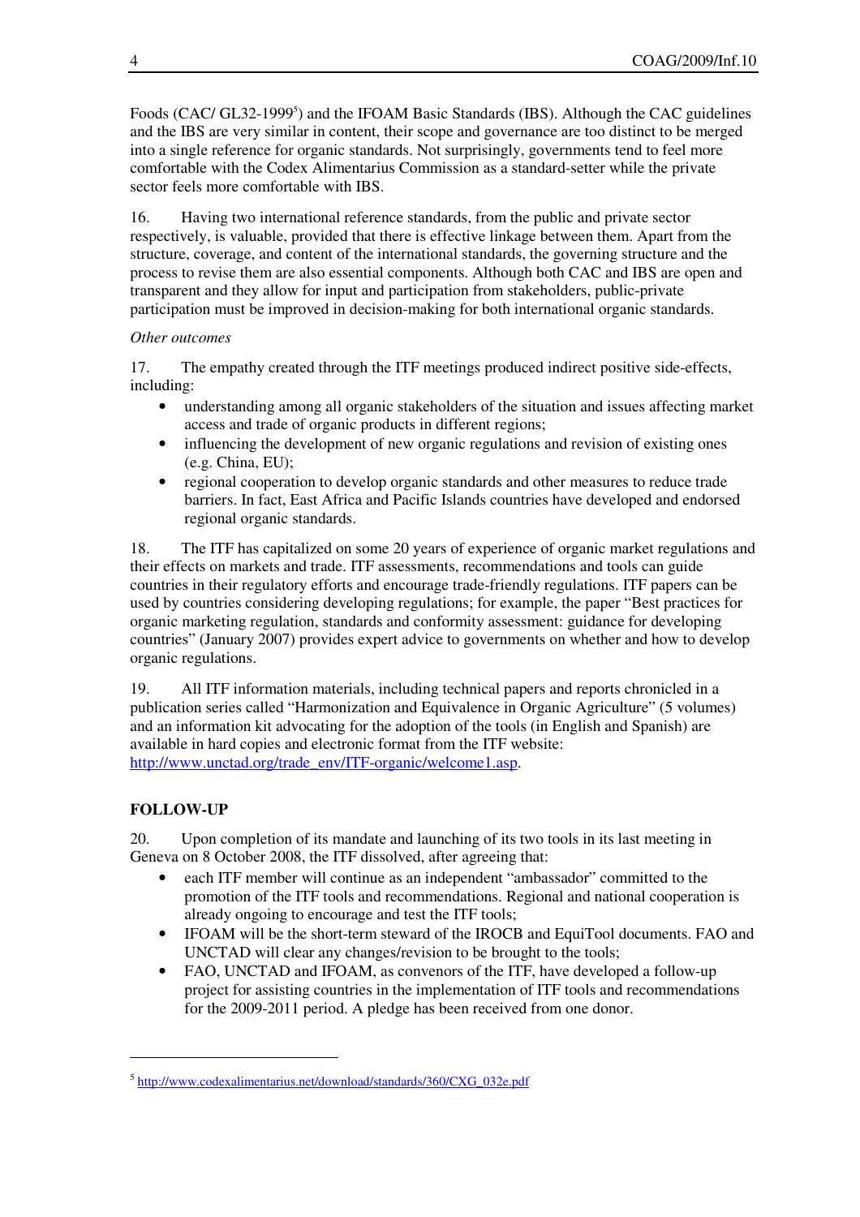Foods (CAC/ GL32-1999[5]) and the IFOAM Basic Standards (IBS). Although the CAC guidelines and the IBS are very similar in content, their scope and governance are too distinct to be merged into a single reference for organic standards. Not surprisingly, governments tend to feel more comfortable with the Codex Alimentarius Commission as a standard-setter while the private sector feels more comfortable with IBS.

16. Having two international reference standards, from the public and private sector respectively, is valuable, provided that there is effective linkage between them. Apart from the structure, coverage, and content of the international standards, the governing structure and the process to revise them are also essential components. Although both CAC and IBS are open and transparent and they allow for input and participation from stakeholders, public-private participation must be improved in decision-making for both international organic standards.

*Other outcomes*

17. The empathy created through the ITF meetings produced indirect positive side-effects, including:

- understanding among all organic stakeholders of the situation and issues affecting market access and trade of organic products in different regions;
- influencing the development of new organic regulations and revision of existing ones (e.g. China, EU);
- regional cooperation to develop organic standards and other measures to reduce trade barriers. In fact, East Africa and Pacific Islands countries have developed and endorsed regional organic standards.

18. The ITF has capitalized on some 20 years of experience of organic market regulations and their effects on markets and trade. ITF assessments, recommendations and tools can guide countries in their regulatory efforts and encourage trade-friendly regulations. ITF papers can be used by countries considering developing regulations; for example, the paper "Best practices for organic marketing regulation, standards and conformity assessment: guidance for developing countries" (January 2007) provides expert advice to governments on whether and how to develop organic regulations.

19. All ITF information materials, including technical papers and reports chronicled in a publication series called "Harmonization and Equivalence in Organic Agriculture" (5 volumes) and an information kit advocating for the adoption of the tools (in English and Spanish) are available in hard copies and electronic format from the ITF website: http://www.unctad.org/trade_env/ITF-organic/welcome1.asp.

## FOLLOW-UP

20. Upon completion of its mandate and launching of its two tools in its last meeting in Geneva on 8 October 2008, the ITF dissolved, after agreeing that:

- each ITF member will continue as an independent "ambassador" committed to the promotion of the ITF tools and recommendations. Regional and national cooperation is already ongoing to encourage and test the ITF tools;
- IFOAM will be the short-term steward of the IROCB and EquiTool documents. FAO and UNCTAD will clear any changes/revision to be brought to the tools;
- FAO, UNCTAD and IFOAM, as convenors of the ITF, have developed a follow-up project for assisting countries in the implementation of ITF tools and recommendations for the 2009-2011 period. A pledge has been received from one donor.

---

[5] http://www.codexalimentarius.net/download/standards/360/CXG_032e.pdf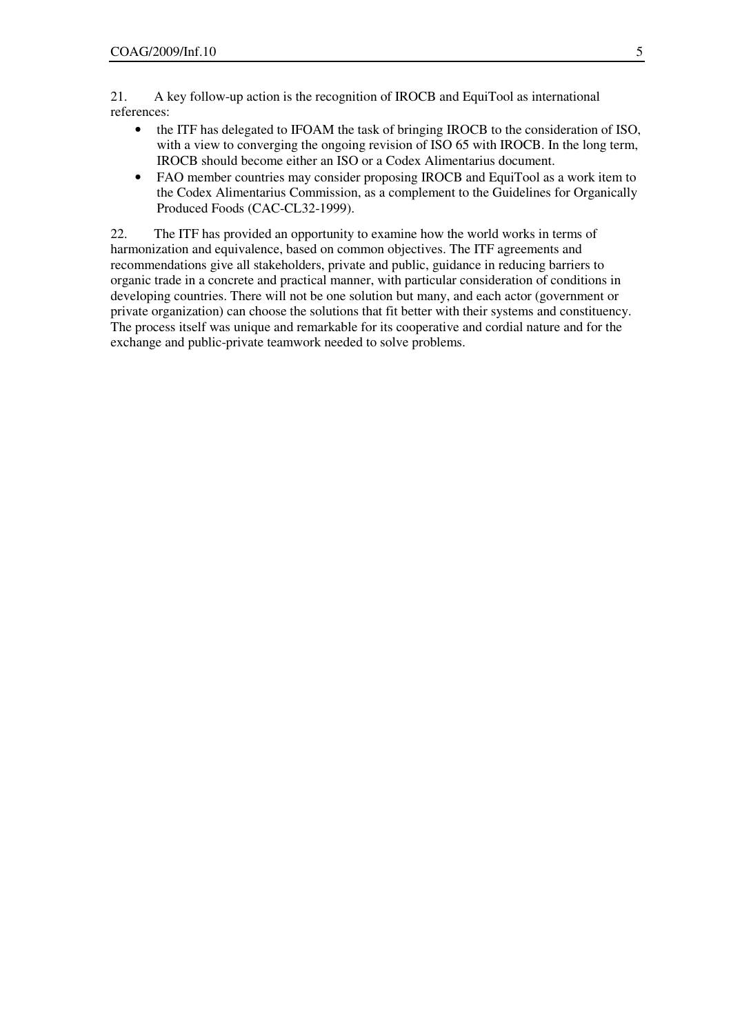21. A key follow-up action is the recognition of IROCB and EquiTool as international references:

- the ITF has delegated to IFOAM the task of bringing IROCB to the consideration of ISO, with a view to converging the ongoing revision of ISO 65 with IROCB. In the long term, IROCB should become either an ISO or a Codex Alimentarius document.
- FAO member countries may consider proposing IROCB and EquiTool as a work item to the Codex Alimentarius Commission, as a complement to the Guidelines for Organically Produced Foods (CAC-CL32-1999).

22. The ITF has provided an opportunity to examine how the world works in terms of harmonization and equivalence, based on common objectives. The ITF agreements and recommendations give all stakeholders, private and public, guidance in reducing barriers to organic trade in a concrete and practical manner, with particular consideration of conditions in developing countries. There will not be one solution but many, and each actor (government or private organization) can choose the solutions that fit better with their systems and constituency. The process itself was unique and remarkable for its cooperative and cordial nature and for the exchange and public-private teamwork needed to solve problems.